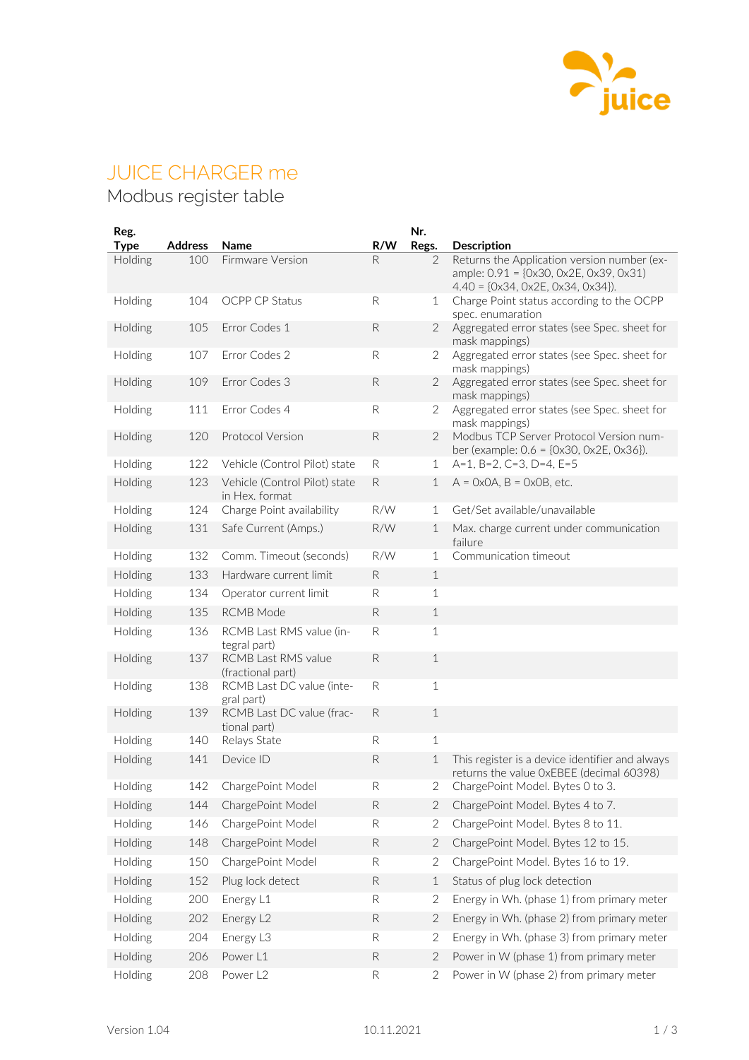# JUICE CHARGER me

## Modbus register table

| Reg. Type | Address | Name | R/W | Nr. Regs. | Description |
|---|---|---|---|---|---|
| Holding | 100 | Firmware Version | R | 2 | Returns the Application version number (example: 0.91 = {0x30, 0x2E, 0x39, 0x31) 4.40 = {0x34, 0x2E, 0x34, 0x34}). |
| Holding | 104 | OCPP CP Status | R | 1 | Charge Point status according to the OCPP spec. enumaration |
| Holding | 105 | Error Codes 1 | R | 2 | Aggregated error states (see Spec. sheet for mask mappings) |
| Holding | 107 | Error Codes 2 | R | 2 | Aggregated error states (see Spec. sheet for mask mappings) |
| Holding | 109 | Error Codes 3 | R | 2 | Aggregated error states (see Spec. sheet for mask mappings) |
| Holding | 111 | Error Codes 4 | R | 2 | Aggregated error states (see Spec. sheet for mask mappings) |
| Holding | 120 | Protocol Version | R | 2 | Modbus TCP Server Protocol Version number (example: 0.6 = {0x30, 0x2E, 0x36}). |
| Holding | 122 | Vehicle (Control Pilot) state | R | 1 | A=1, B=2, C=3, D=4, E=5 |
| Holding | 123 | Vehicle (Control Pilot) state in Hex. format | R | 1 | A = 0x0A, B = 0x0B, etc. |
| Holding | 124 | Charge Point availability | R/W | 1 | Get/Set available/unavailable |
| Holding | 131 | Safe Current (Amps.) | R/W | 1 | Max. charge current under communication failure |
| Holding | 132 | Comm. Timeout (seconds) | R/W | 1 | Communication timeout |
| Holding | 133 | Hardware current limit | R | 1 | |
| Holding | 134 | Operator current limit | R | 1 | |
| Holding | 135 | RCMB Mode | R | 1 | |
| Holding | 136 | RCMB Last RMS value (integral part) | R | 1 | |
| Holding | 137 | RCMB Last RMS value (fractional part) | R | 1 | |
| Holding | 138 | RCMB Last DC value (integral part) | R | 1 | |
| Holding | 139 | RCMB Last DC value (fractional part) | R | 1 | |
| Holding | 140 | Relays State | R | 1 | |
| Holding | 141 | Device ID | R | 1 | This register is a device identifier and always returns the value 0xEBEE (decimal 60398) |
| Holding | 142 | ChargePoint Model | R | 2 | ChargePoint Model. Bytes 0 to 3. |
| Holding | 144 | ChargePoint Model | R | 2 | ChargePoint Model. Bytes 4 to 7. |
| Holding | 146 | ChargePoint Model | R | 2 | ChargePoint Model. Bytes 8 to 11. |
| Holding | 148 | ChargePoint Model | R | 2 | ChargePoint Model. Bytes 12 to 15. |
| Holding | 150 | ChargePoint Model | R | 2 | ChargePoint Model. Bytes 16 to 19. |
| Holding | 152 | Plug lock detect | R | 1 | Status of plug lock detection |
| Holding | 200 | Energy L1 | R | 2 | Energy in Wh. (phase 1) from primary meter |
| Holding | 202 | Energy L2 | R | 2 | Energy in Wh. (phase 2) from primary meter |
| Holding | 204 | Energy L3 | R | 2 | Energy in Wh. (phase 3) from primary meter |
| Holding | 206 | Power L1 | R | 2 | Power in W (phase 1) from primary meter |
| Holding | 208 | Power L2 | R | 2 | Power in W (phase 2) from primary meter |

Version 1.04 10.11.2021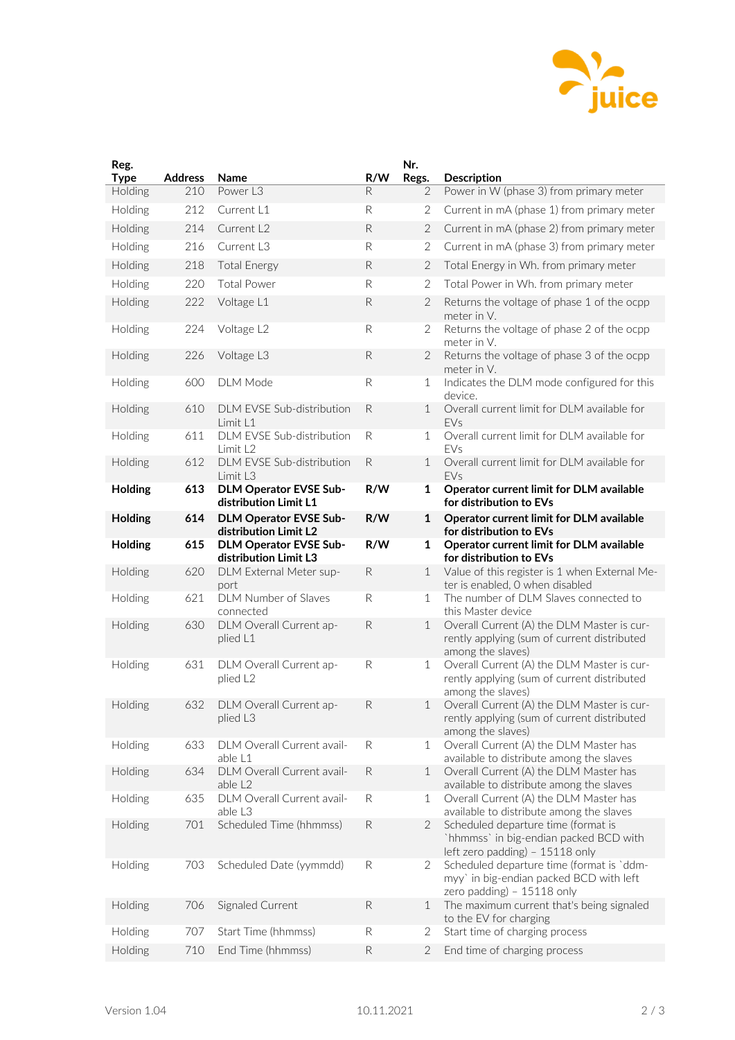| Reg. Type | Address | Name | R/W | Nr. Regs. | Description |
|---|---|---|---|---|---|
| Holding | 210 | Power L3 | R | 2 | Power in W (phase 3) from primary meter |
| Holding | 212 | Current L1 | R | 2 | Current in mA (phase 1) from primary meter |
| Holding | 214 | Current L2 | R | 2 | Current in mA (phase 2) from primary meter |
| Holding | 216 | Current L3 | R | 2 | Current in mA (phase 3) from primary meter |
| Holding | 218 | Total Energy | R | 2 | Total Energy in Wh. from primary meter |
| Holding | 220 | Total Power | R | 2 | Total Power in Wh. from primary meter |
| Holding | 222 | Voltage L1 | R | 2 | Returns the voltage of phase 1 of the ocpp meter in V. |
| Holding | 224 | Voltage L2 | R | 2 | Returns the voltage of phase 2 of the ocpp meter in V. |
| Holding | 226 | Voltage L3 | R | 2 | Returns the voltage of phase 3 of the ocpp meter in V. |
| Holding | 600 | DLM Mode | R | 1 | Indicates the DLM mode configured for this device. |
| Holding | 610 | DLM EVSE Sub-distribution Limit L1 | R | 1 | Overall current limit for DLM available for EVs |
| Holding | 611 | DLM EVSE Sub-distribution Limit L2 | R | 1 | Overall current limit for DLM available for EVs |
| Holding | 612 | DLM EVSE Sub-distribution Limit L3 | R | 1 | Overall current limit for DLM available for EVs |
| **Holding** | **613** | **DLM Operator EVSE Sub-distribution Limit L1** | **R/W** | **1** | **Operator current limit for DLM available for distribution to EVs** |
| **Holding** | **614** | **DLM Operator EVSE Sub-distribution Limit L2** | **R/W** | **1** | **Operator current limit for DLM available for distribution to EVs** |
| **Holding** | **615** | **DLM Operator EVSE Sub-distribution Limit L3** | **R/W** | **1** | **Operator current limit for DLM available for distribution to EVs** |
| Holding | 620 | DLM External Meter support | R | 1 | Value of this register is 1 when External Meter is enabled, 0 when disabled |
| Holding | 621 | DLM Number of Slaves connected | R | 1 | The number of DLM Slaves connected to this Master device |
| Holding | 630 | DLM Overall Current applied L1 | R | 1 | Overall Current (A) the DLM Master is currently applying (sum of current distributed among the slaves) |
| Holding | 631 | DLM Overall Current applied L2 | R | 1 | Overall Current (A) the DLM Master is currently applying (sum of current distributed among the slaves) |
| Holding | 632 | DLM Overall Current applied L3 | R | 1 | Overall Current (A) the DLM Master is currently applying (sum of current distributed among the slaves) |
| Holding | 633 | DLM Overall Current available L1 | R | 1 | Overall Current (A) the DLM Master has available to distribute among the slaves |
| Holding | 634 | DLM Overall Current available L2 | R | 1 | Overall Current (A) the DLM Master has available to distribute among the slaves |
| Holding | 635 | DLM Overall Current available L3 | R | 1 | Overall Current (A) the DLM Master has available to distribute among the slaves |
| Holding | 701 | Scheduled Time (hhmmss) | R | 2 | Scheduled departure time (format is `hhmmss` in big-endian packed BCD with left zero padding) – 15118 only |
| Holding | 703 | Scheduled Date (yymmdd) | R | 2 | Scheduled departure time (format is `ddmmyy` in big-endian packed BCD with left zero padding) – 15118 only |
| Holding | 706 | Signaled Current | R | 1 | The maximum current that's being signaled to the EV for charging |
| Holding | 707 | Start Time (hhmmss) | R | 2 | Start time of charging process |
| Holding | 710 | End Time (hhmmss) | R | 2 | End time of charging process |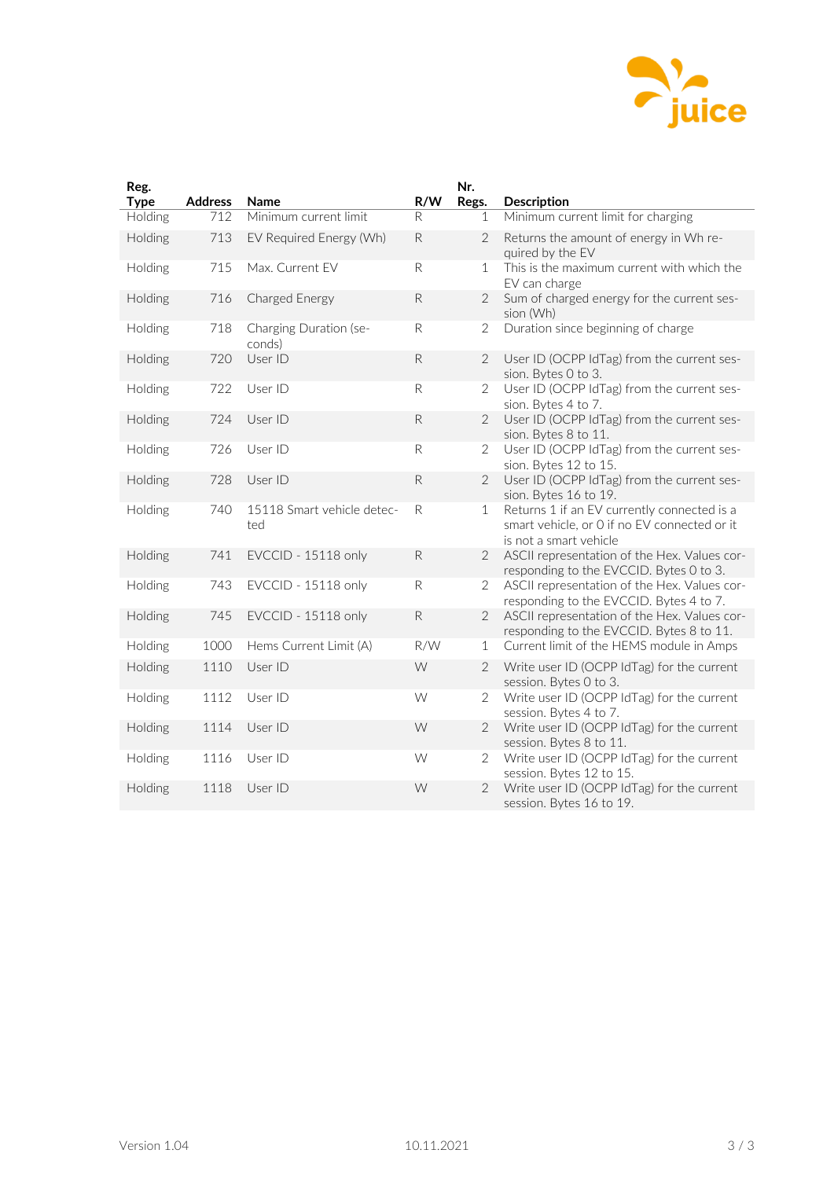| Reg. Type | Address | Name | R/W | Nr. Regs. | Description |
|---|---|---|---|---|---|
| Holding | 712 | Minimum current limit | R | 1 | Minimum current limit for charging |
| Holding | 713 | EV Required Energy (Wh) | R | 2 | Returns the amount of energy in Wh required by the EV |
| Holding | 715 | Max. Current EV | R | 1 | This is the maximum current with which the EV can charge |
| Holding | 716 | Charged Energy | R | 2 | Sum of charged energy for the current session (Wh) |
| Holding | 718 | Charging Duration (seconds) | R | 2 | Duration since beginning of charge |
| Holding | 720 | User ID | R | 2 | User ID (OCPP IdTag) from the current session. Bytes 0 to 3. |
| Holding | 722 | User ID | R | 2 | User ID (OCPP IdTag) from the current session. Bytes 4 to 7. |
| Holding | 724 | User ID | R | 2 | User ID (OCPP IdTag) from the current session. Bytes 8 to 11. |
| Holding | 726 | User ID | R | 2 | User ID (OCPP IdTag) from the current session. Bytes 12 to 15. |
| Holding | 728 | User ID | R | 2 | User ID (OCPP IdTag) from the current session. Bytes 16 to 19. |
| Holding | 740 | 15118 Smart vehicle detected | R | 1 | Returns 1 if an EV currently connected is a smart vehicle, or 0 if no EV connected or it is not a smart vehicle |
| Holding | 741 | EVCCID - 15118 only | R | 2 | ASCII representation of the Hex. Values corresponding to the EVCCID. Bytes 0 to 3. |
| Holding | 743 | EVCCID - 15118 only | R | 2 | ASCII representation of the Hex. Values corresponding to the EVCCID. Bytes 4 to 7. |
| Holding | 745 | EVCCID - 15118 only | R | 2 | ASCII representation of the Hex. Values corresponding to the EVCCID. Bytes 8 to 11. |
| Holding | 1000 | Hems Current Limit (A) | R/W | 1 | Current limit of the HEMS module in Amps |
| Holding | 1110 | User ID | W | 2 | Write user ID (OCPP IdTag) for the current session. Bytes 0 to 3. |
| Holding | 1112 | User ID | W | 2 | Write user ID (OCPP IdTag) for the current session. Bytes 4 to 7. |
| Holding | 1114 | User ID | W | 2 | Write user ID (OCPP IdTag) for the current session. Bytes 8 to 11. |
| Holding | 1116 | User ID | W | 2 | Write user ID (OCPP IdTag) for the current session. Bytes 12 to 15. |
| Holding | 1118 | User ID | W | 2 | Write user ID (OCPP IdTag) for the current session. Bytes 16 to 19. |